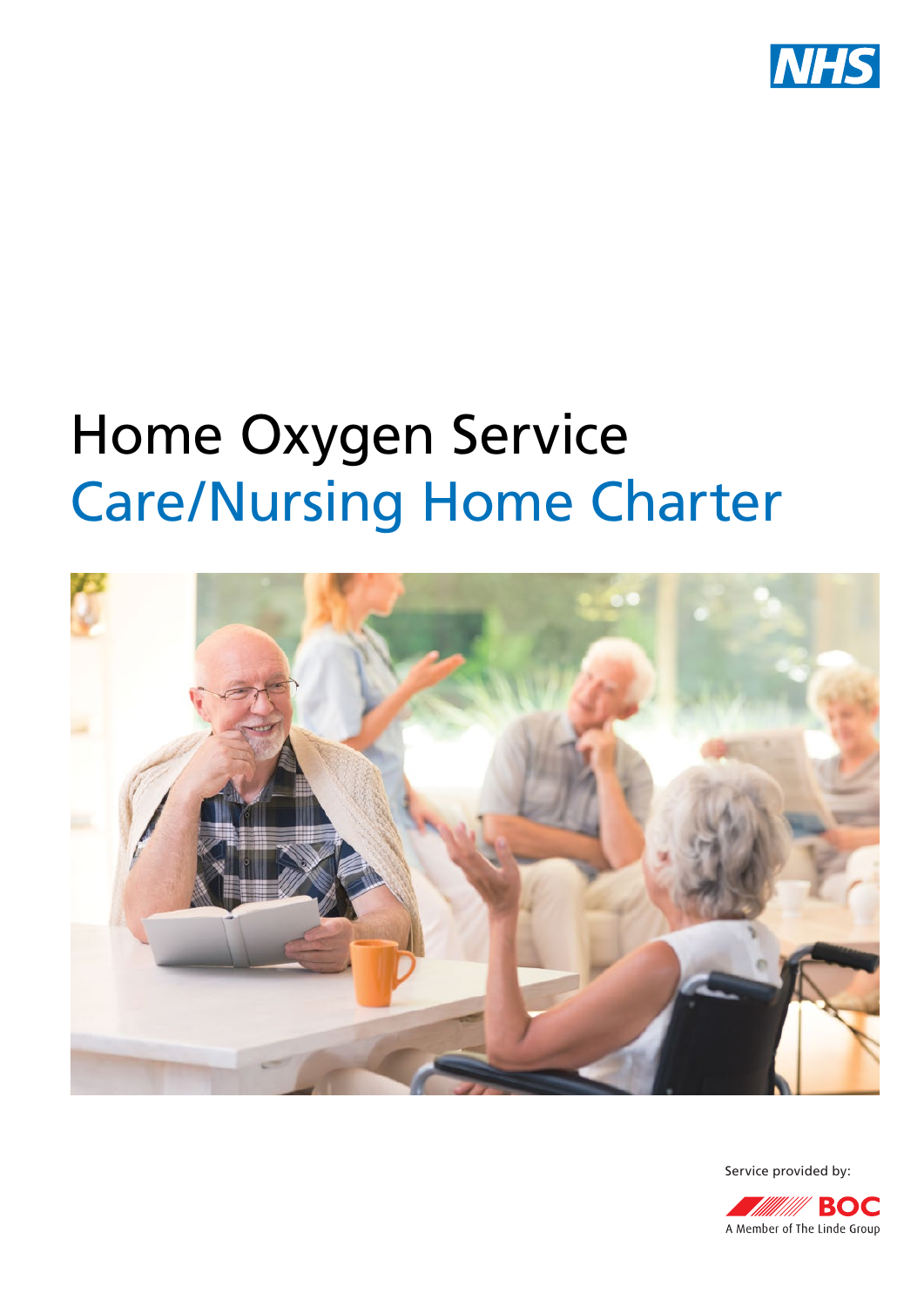NHS

# Home Oxygen Service
## Care/Nursing Home Charter

Service provided by:

BOC
A Member of The Linde Group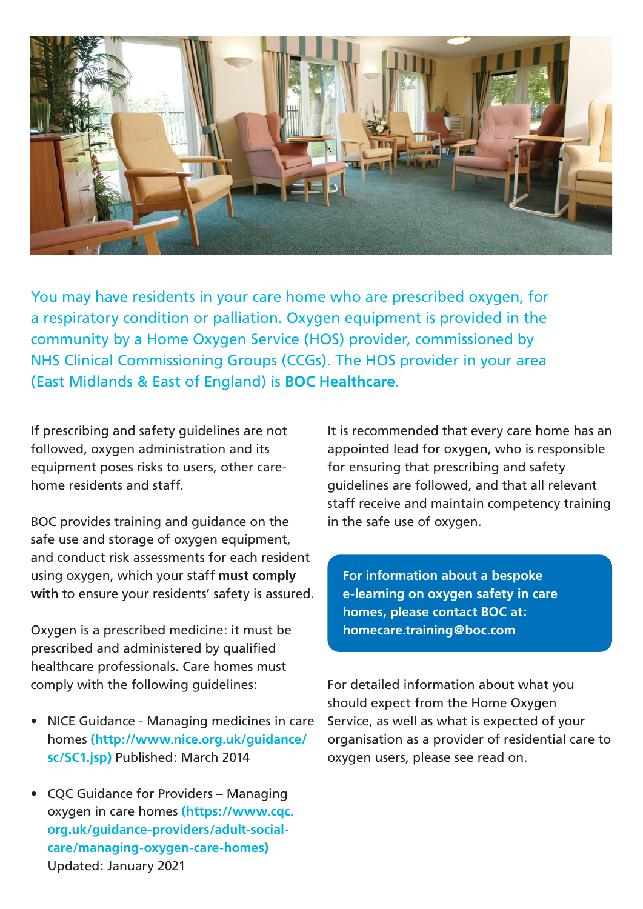You may have residents in your care home who are prescribed oxygen, for a respiratory condition or palliation. Oxygen equipment is provided in the community by a Home Oxygen Service (HOS) provider, commissioned by NHS Clinical Commissioning Groups (CCGs). The HOS provider in your area (East Midlands & East of England) is **BOC Healthcare**.

If prescribing and safety guidelines are not followed, oxygen administration and its equipment poses risks to users, other care-home residents and staff.

BOC provides training and guidance on the safe use and storage of oxygen equipment, and conduct risk assessments for each resident using oxygen, which your staff **must comply with** to ensure your residents' safety is assured.

Oxygen is a prescribed medicine: it must be prescribed and administered by qualified healthcare professionals. Care homes must comply with the following guidelines:

- NICE Guidance - Managing medicines in care homes **(http://www.nice.org.uk/guidance/sc/SC1.jsp)** Published: March 2014
- CQC Guidance for Providers – Managing oxygen in care homes **(https://www.cqc.org.uk/guidance-providers/adult-social-care/managing-oxygen-care-homes)** Updated: January 2021

It is recommended that every care home has an appointed lead for oxygen, who is responsible for ensuring that prescribing and safety guidelines are followed, and that all relevant staff receive and maintain competency training in the safe use of oxygen.

**For information about a bespoke e-learning on oxygen safety in care homes, please contact BOC at: homecare.training@boc.com**

For detailed information about what you should expect from the Home Oxygen Service, as well as what is expected of your organisation as a provider of residential care to oxygen users, please see read on.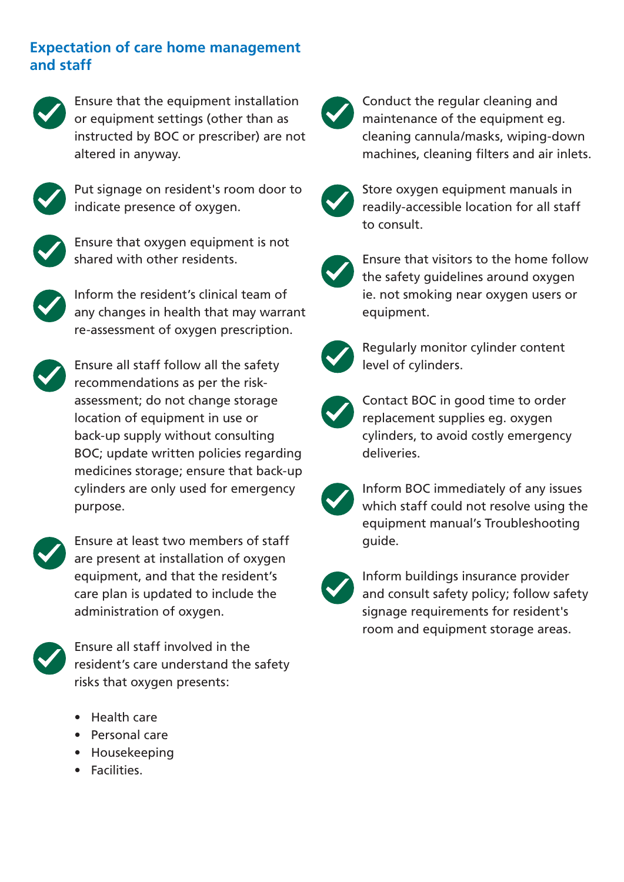## Expectation of care home management and staff

- Ensure that the equipment installation or equipment settings (other than as instructed by BOC or prescriber) are not altered in anyway.
- Put signage on resident's room door to indicate presence of oxygen.
- Ensure that oxygen equipment is not shared with other residents.
- Inform the resident's clinical team of any changes in health that may warrant re-assessment of oxygen prescription.
- Ensure all staff follow all the safety recommendations as per the risk-assessment; do not change storage location of equipment in use or back-up supply without consulting BOC; update written policies regarding medicines storage; ensure that back-up cylinders are only used for emergency purpose.
- Ensure at least two members of staff are present at installation of oxygen equipment, and that the resident's care plan is updated to include the administration of oxygen.
- Ensure all staff involved in the resident's care understand the safety risks that oxygen presents:
  - Health care
  - Personal care
  - Housekeeping
  - Facilities.
- Conduct the regular cleaning and maintenance of the equipment eg. cleaning cannula/masks, wiping-down machines, cleaning filters and air inlets.
- Store oxygen equipment manuals in readily-accessible location for all staff to consult.
- Ensure that visitors to the home follow the safety guidelines around oxygen ie. not smoking near oxygen users or equipment.
- Regularly monitor cylinder content level of cylinders.
- Contact BOC in good time to order replacement supplies eg. oxygen cylinders, to avoid costly emergency deliveries.
- Inform BOC immediately of any issues which staff could not resolve using the equipment manual's Troubleshooting guide.
- Inform buildings insurance provider and consult safety policy; follow safety signage requirements for resident's room and equipment storage areas.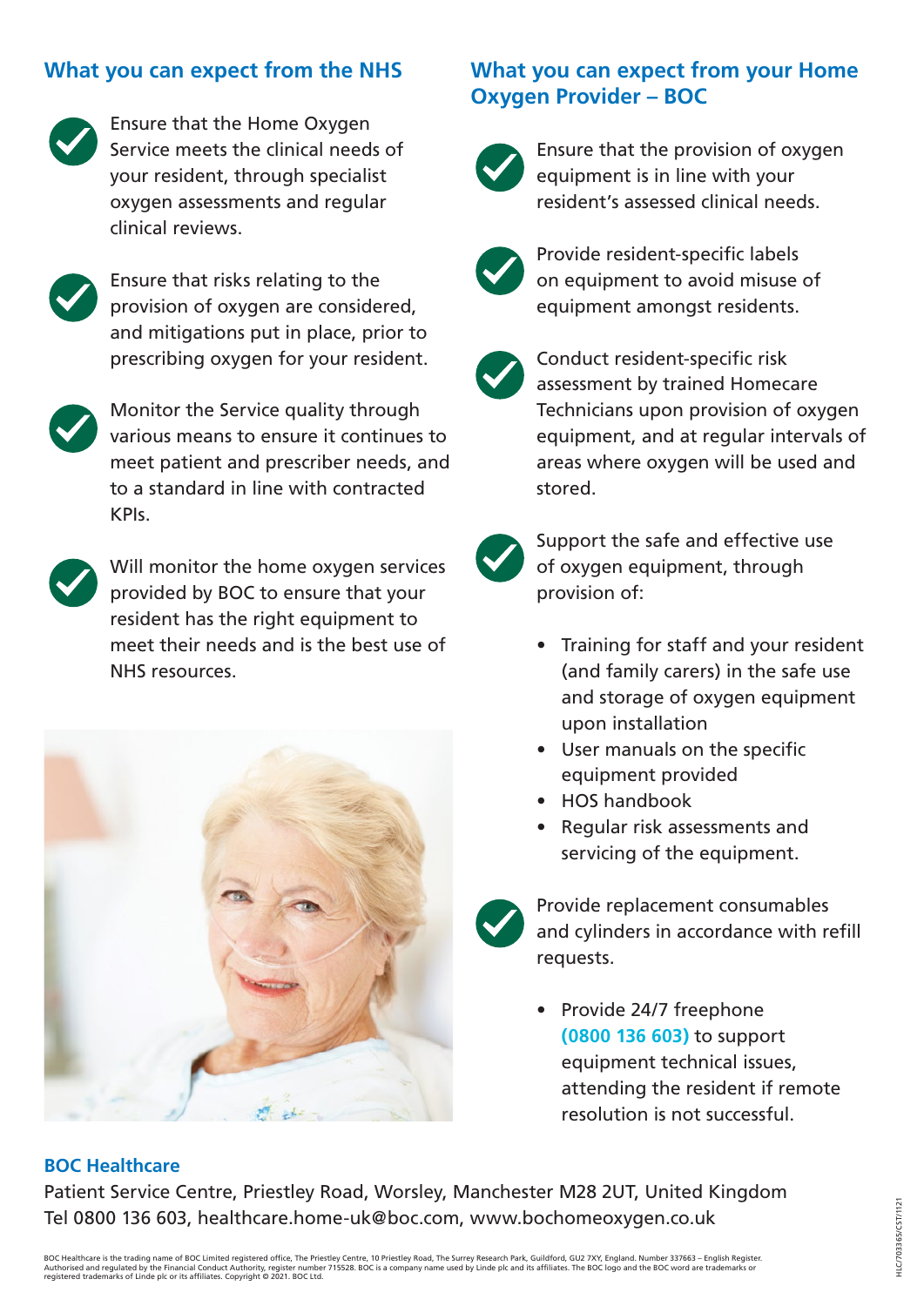## What you can expect from the NHS

- Ensure that the Home Oxygen Service meets the clinical needs of your resident, through specialist oxygen assessments and regular clinical reviews.
- Ensure that risks relating to the provision of oxygen are considered, and mitigations put in place, prior to prescribing oxygen for your resident.
- Monitor the Service quality through various means to ensure it continues to meet patient and prescriber needs, and to a standard in line with contracted KPIs.
- Will monitor the home oxygen services provided by BOC to ensure that your resident has the right equipment to meet their needs and is the best use of NHS resources.

## What you can expect from your Home Oxygen Provider – BOC

- Ensure that the provision of oxygen equipment is in line with your resident's assessed clinical needs.
- Provide resident-specific labels on equipment to avoid misuse of equipment amongst residents.
- Conduct resident-specific risk assessment by trained Homecare Technicians upon provision of oxygen equipment, and at regular intervals of areas where oxygen will be used and stored.
- Support the safe and effective use of oxygen equipment, through provision of:
  - Training for staff and your resident (and family carers) in the safe use and storage of oxygen equipment upon installation
  - User manuals on the specific equipment provided
  - HOS handbook
  - Regular risk assessments and servicing of the equipment.
- Provide replacement consumables and cylinders in accordance with refill requests.
  - Provide 24/7 freephone (0800 136 603) to support equipment technical issues, attending the resident if remote resolution is not successful.

**BOC Healthcare**

Patient Service Centre, Priestley Road, Worsley, Manchester M28 2UT, United Kingdom
Tel 0800 136 603, healthcare.home-uk@boc.com, www.bochomeoxygen.co.uk

BOC Healthcare is the trading name of BOC Limited registered office, The Priestley Centre, 10 Priestley Road, The Surrey Research Park, Guildford, GU2 7XY, England. Number 337663 – English Register. Authorised and regulated by the Financial Conduct Authority, register number 715528. BOC is a company name used by Linde plc and its affiliates. The BOC logo and the BOC word are trademarks or registered trademarks of Linde plc or its affiliates. Copyright © 2021. BOC Ltd.

HLC/703365/CST/1121